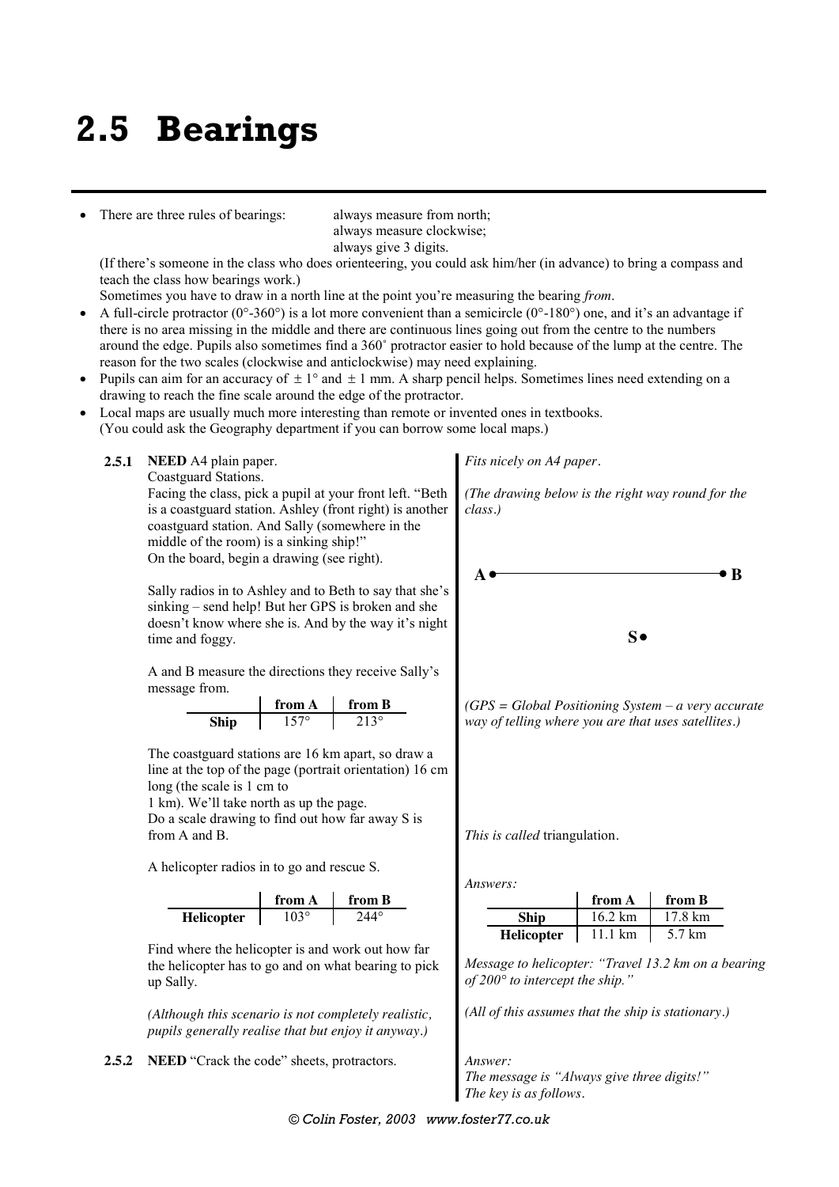# 2.5 Bearings

- There are three rules of bearings: always measure from north; always measure clockwise; always give 3 digits.

  (If there's someone in the class who does orienteering, you could ask him/her (in advance) to bring a compass and teach the class how bearings work.)

  Sometimes you have to draw in a north line at the point you're measuring the bearing *from*.
- A full-circle protractor (0°-360°) is a lot more convenient than a semicircle (0°-180°) one, and it's an advantage if there is no area missing in the middle and there are continuous lines going out from the centre to the numbers around the edge. Pupils also sometimes find a 360˚ protractor easier to hold because of the lump at the centre. The reason for the two scales (clockwise and anticlockwise) may need explaining.
- Pupils can aim for an accuracy of ± 1° and ± 1 mm. A sharp pencil helps. Sometimes lines need extending on a drawing to reach the fine scale around the edge of the protractor.
- Local maps are usually much more interesting than remote or invented ones in textbooks. (You could ask the Geography department if you can borrow some local maps.)

**2.5.1** **NEED** A4 plain paper.

Coastguard Stations.

Facing the class, pick a pupil at your front left. "Beth is a coastguard station. Ashley (front right) is another coastguard station. And Sally (somewhere in the middle of the room) is a sinking ship!"

On the board, begin a drawing (see right).

*Fits nicely on A4 paper.*

*(The drawing below is the right way round for the class.)*

A • ———————————— • B

S •

Sally radios in to Ashley and to Beth to say that she's sinking – send help! But her GPS is broken and she doesn't know where she is. And by the way it's night time and foggy.

A and B measure the directions they receive Sally's message from.

| | from A | from B |
|---|---|---|
| **Ship** | 157° | 213° |

*(GPS = Global Positioning System – a very accurate way of telling where you are that uses satellites.)*

The coastguard stations are 16 km apart, so draw a line at the top of the page (portrait orientation) 16 cm long (the scale is 1 cm to 1 km). We'll take north as up the page.

Do a scale drawing to find out how far away S is from A and B.

*This is called* triangulation.

A helicopter radios in to go and rescue S.

| | from A | from B |
|---|---|---|
| **Helicopter** | 103° | 244° |

Find where the helicopter is and work out how far the helicopter has to go and on what bearing to pick up Sally.

*Answers:*

| | from A | from B |
|---|---|---|
| **Ship** | 16.2 km | 17.8 km |
| **Helicopter** | 11.1 km | 5.7 km |

*Message to helicopter: "Travel 13.2 km on a bearing of 200° to intercept the ship."*

*(Although this scenario is not completely realistic, pupils generally realise that but enjoy it anyway.)*

*(All of this assumes that the ship is stationary.)*

**2.5.2** **NEED** "Crack the code" sheets, protractors.

*Answer:*
*The message is "Always give three digits!"*
*The key is as follows.*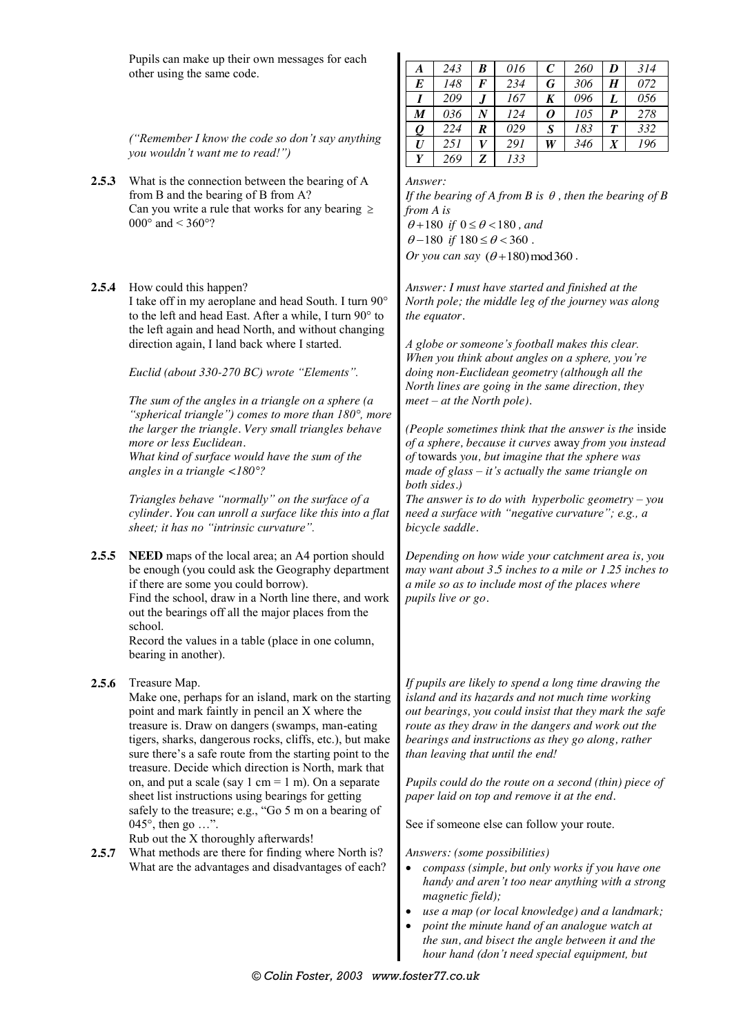Pupils can make up their own messages for each other using the same code.

| *A* | *243* | *B* | *016* | *C* | *260* | *D* | *314* |
|---|---|---|---|---|---|---|---|
| *E* | *148* | *F* | *234* | *G* | *306* | *H* | *072* |
| *I* | *209* | *J* | *167* | *K* | *096* | *L* | *056* |
| *M* | *036* | *N* | *124* | *O* | *105* | *P* | *278* |
| *Q* | *224* | *R* | *029* | *S* | *183* | *T* | *332* |
| *U* | *251* | *V* | *291* | *W* | *346* | *X* | *196* |
| *Y* | *269* | *Z* | *133* | | | | |

*("Remember I know the code so don't say anything you wouldn't want me to read!")*

**2.5.3** What is the connection between the bearing of A from B and the bearing of B from A?
Can you write a rule that works for any bearing ≥ 000° and < 360°?

*Answer:*
*If the bearing of A from B is $\theta$, then the bearing of B from A is*
$\theta + 180$ *if* $0 \le \theta < 180$, *and*
$\theta - 180$ *if* $180 \le \theta < 360$.
*Or you can say* $(\theta + 180) \bmod 360$.

**2.5.4** How could this happen?
I take off in my aeroplane and head South. I turn 90° to the left and head East. After a while, I turn 90° to the left again and head North, and without changing direction again, I land back where I started.

*Answer: I must have started and finished at the North pole; the middle leg of the journey was along the equator.*

*A globe or someone's football makes this clear. When you think about angles on a sphere, you're doing non-Euclidean geometry (although all the North lines are going in the same direction, they meet – at the North pole).*

*Euclid (about 330-270 BC) wrote "Elements".*

*The sum of the angles in a triangle on a sphere (a "spherical triangle") comes to more than 180°, more the larger the triangle. Very small triangles behave more or less Euclidean.*
*What kind of surface would have the sum of the angles in a triangle <180°?*

*(People sometimes think that the answer is the* inside *of a sphere, because it curves* away *from you instead of* towards *you, but imagine that the sphere was made of glass – it's actually the same triangle on both sides.)*
*The answer is to do with hyperbolic geometry – you need a surface with "negative curvature"; e.g., a bicycle saddle.*

*Triangles behave "normally" on the surface of a cylinder. You can unroll a surface like this into a flat sheet; it has no "intrinsic curvature".*

**2.5.5** **NEED** maps of the local area; an A4 portion should be enough (you could ask the Geography department if there are some you could borrow).
Find the school, draw in a North line there, and work out the bearings off all the major places from the school.
Record the values in a table (place in one column, bearing in another).

*Depending on how wide your catchment area is, you may want about 3.5 inches to a mile or 1.25 inches to a mile so as to include most of the places where pupils live or go.*

**2.5.6** Treasure Map.
Make one, perhaps for an island, mark on the starting point and mark faintly in pencil an X where the treasure is. Draw on dangers (swamps, man-eating tigers, sharks, dangerous rocks, cliffs, etc.), but make sure there's a safe route from the starting point to the treasure. Decide which direction is North, mark that on, and put a scale (say 1 cm = 1 m). On a separate sheet list instructions using bearings for getting safely to the treasure; e.g., "Go 5 m on a bearing of 045°, then go …".
Rub out the X thoroughly afterwards!

*If pupils are likely to spend a long time drawing the island and its hazards and not much time working out bearings, you could insist that they mark the safe route as they draw in the dangers and work out the bearings and instructions as they go along, rather than leaving that until the end!*

*Pupils could do the route on a second (thin) piece of paper laid on top and remove it at the end.*

See if someone else can follow your route.

**2.5.7** What methods are there for finding where North is? What are the advantages and disadvantages of each?

*Answers: (some possibilities)*

- *compass (simple, but only works if you have one handy and aren't too near anything with a strong magnetic field);*
- *use a map (or local knowledge) and a landmark;*
- *point the minute hand of an analogue watch at the sun, and bisect the angle between it and the hour hand (don't need special equipment, but*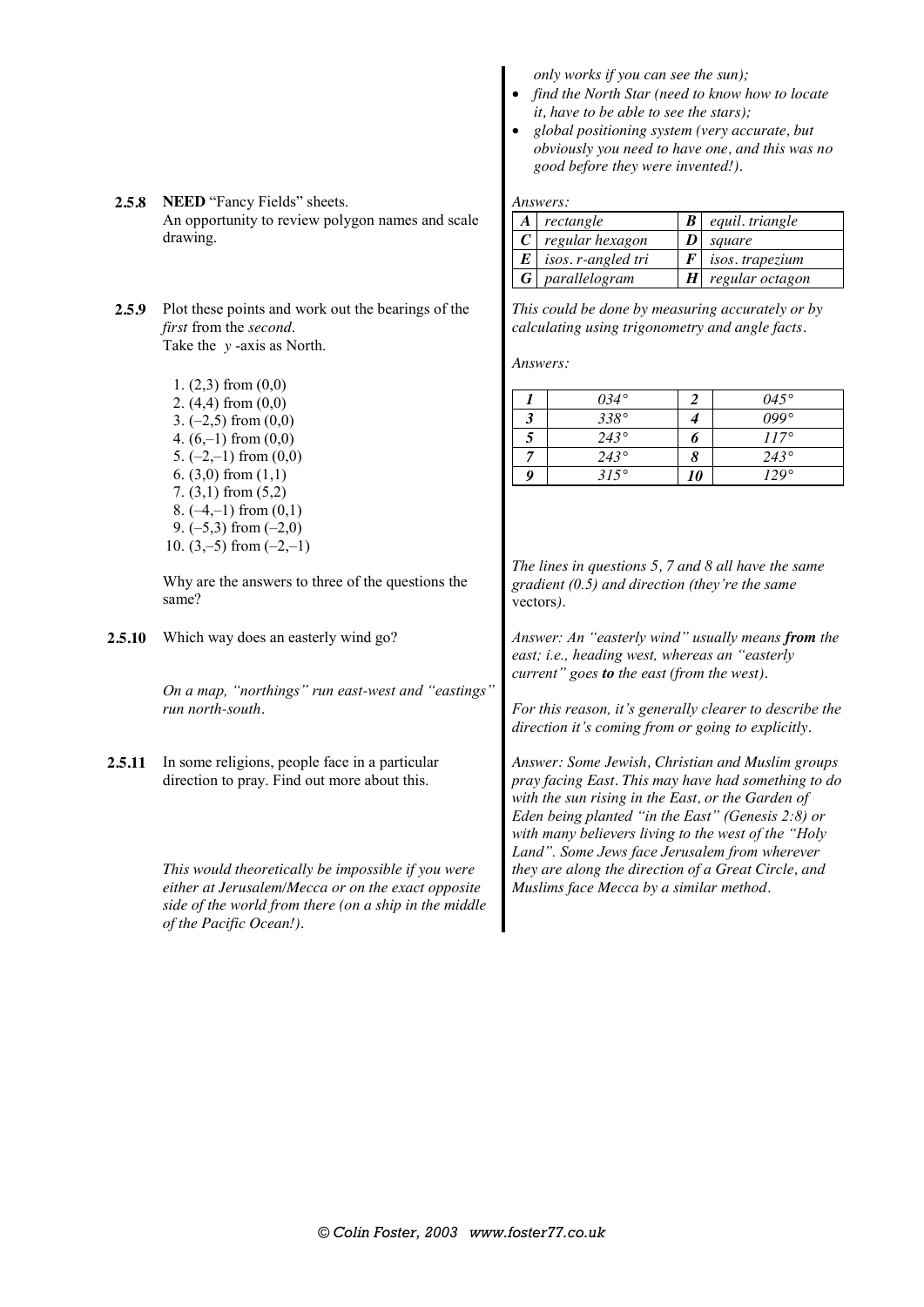*only works if you can see the sun);*

- *find the North Star (need to know how to locate it, have to be able to see the stars);*
- *global positioning system (very accurate, but obviously you need to have one, and this was no good before they were invented!).*

**2.5.8** **NEED** "Fancy Fields" sheets.
An opportunity to review polygon names and scale drawing.

*Answers:*

| | | | |
|---|---|---|---|
| ***A*** | *rectangle* | ***B*** | *equil. triangle* |
| ***C*** | *regular hexagon* | ***D*** | *square* |
| ***E*** | *isos. r-angled tri* | ***F*** | *isos. trapezium* |
| ***G*** | *parallelogram* | ***H*** | *regular octagon* |

**2.5.9** Plot these points and work out the bearings of the *first* from the *second*.
Take the $y$-axis as North.

1. (2,3) from (0,0)
2. (4,4) from (0,0)
3. (–2,5) from (0,0)
4. (6,–1) from (0,0)
5. (–2,–1) from (0,0)
6. (3,0) from (1,1)
7. (3,1) from (5,2)
8. (–4,–1) from (0,1)
9. (–5,3) from (–2,0)
10. (3,–5) from (–2,–1)

Why are the answers to three of the questions the same?

*This could be done by measuring accurately or by calculating using trigonometry and angle facts.*

*Answers:*

| | | | |
|---|---|---|---|
| ***1*** | *034°* | ***2*** | *045°* |
| ***3*** | *338°* | ***4*** | *099°* |
| ***5*** | *243°* | ***6*** | *117°* |
| ***7*** | *243°* | ***8*** | *243°* |
| ***9*** | *315°* | ***10*** | *129°* |

*The lines in questions 5, 7 and 8 all have the same gradient (0.5) and direction (they're the same* vectors*).*

**2.5.10** Which way does an easterly wind go?

*On a map, "northings" run east-west and "eastings" run north-south.*

*Answer: An "easterly wind" usually means **from** the east; i.e., heading west, whereas an "easterly current" goes **to** the east (from the west).*

*For this reason, it's generally clearer to describe the direction it's coming from or going to explicitly.*

**2.5.11** In some religions, people face in a particular direction to pray. Find out more about this.

*This would theoretically be impossible if you were either at Jerusalem/Mecca or on the exact opposite side of the world from there (on a ship in the middle of the Pacific Ocean!).*

*Answer: Some Jewish, Christian and Muslim groups pray facing East. This may have had something to do with the sun rising in the East, or the Garden of Eden being planted "in the East" (Genesis 2:8) or with many believers living to the west of the "Holy Land". Some Jews face Jerusalem from wherever they are along the direction of a Great Circle, and Muslims face Mecca by a similar method.*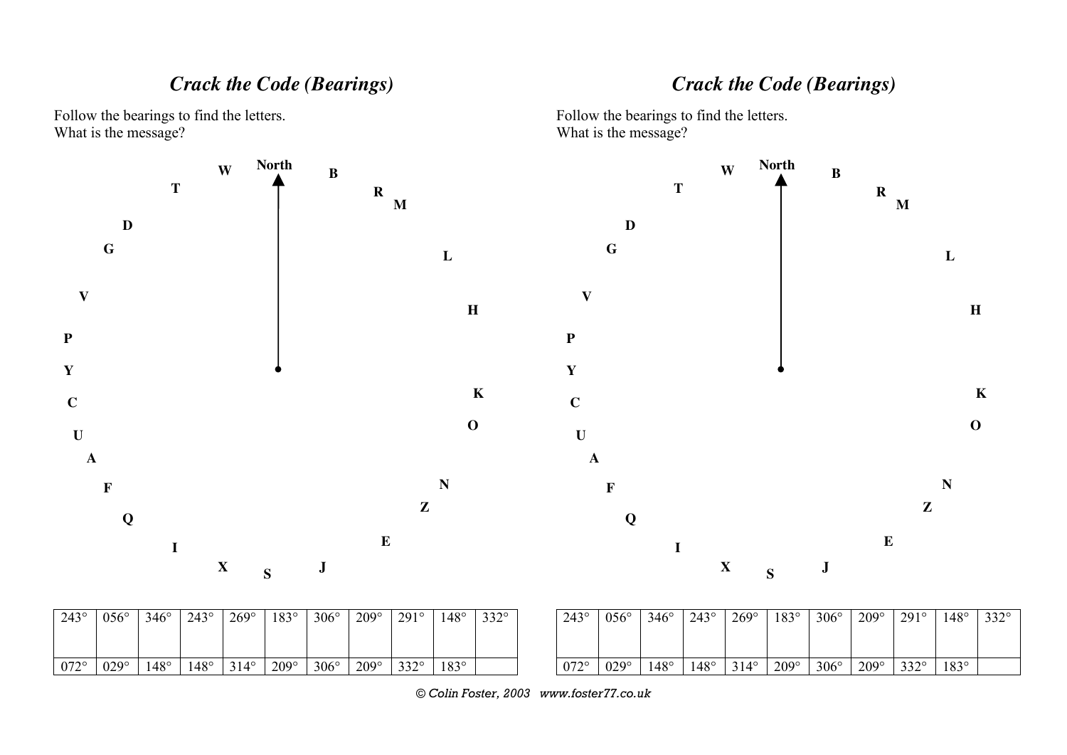## *Crack the Code (Bearings)*

Follow the bearings to find the letters.
What is the message?

North

W B T R M D G L V H P Y K C O U A N F Z Q E I X S J

| 243° | 056° | 346° | 243° | 269° | 183° | 306° | 209° | 291° | 148° | 332° |
|---|---|---|---|---|---|---|---|---|---|---|
| | | | | | | | | | | |
| 072° | 029° | 148° | 148° | 314° | 209° | 306° | 209° | 332° | 183° | |

## *Crack the Code (Bearings)*

Follow the bearings to find the letters.
What is the message?

North

W B T R M D G L V H P Y K C O U A N F Z Q E I X S J

| 243° | 056° | 346° | 243° | 269° | 183° | 306° | 209° | 291° | 148° | 332° |
|---|---|---|---|---|---|---|---|---|---|---|
| | | | | | | | | | | |
| 072° | 029° | 148° | 148° | 314° | 209° | 306° | 209° | 332° | 183° | |

© Colin Foster, 2003 www.foster77.co.uk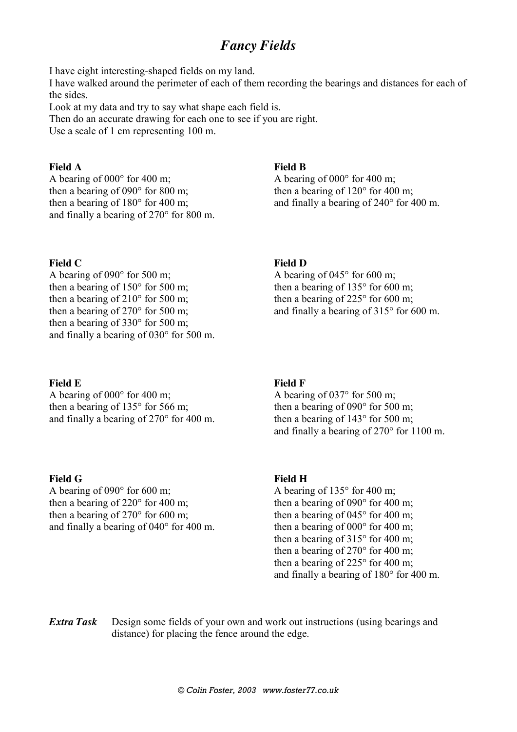# *Fancy Fields*

I have eight interesting-shaped fields on my land.
I have walked around the perimeter of each of them recording the bearings and distances for each of the sides.
Look at my data and try to say what shape each field is.
Then do an accurate drawing for each one to see if you are right.
Use a scale of 1 cm representing 100 m.

**Field A**
A bearing of 000° for 400 m;
then a bearing of 090° for 800 m;
then a bearing of 180° for 400 m;
and finally a bearing of 270° for 800 m.

**Field B**
A bearing of 000° for 400 m;
then a bearing of 120° for 400 m;
and finally a bearing of 240° for 400 m.

**Field C**
A bearing of 090° for 500 m;
then a bearing of 150° for 500 m;
then a bearing of 210° for 500 m;
then a bearing of 270° for 500 m;
then a bearing of 330° for 500 m;
and finally a bearing of 030° for 500 m.

**Field D**
A bearing of 045° for 600 m;
then a bearing of 135° for 600 m;
then a bearing of 225° for 600 m;
and finally a bearing of 315° for 600 m.

**Field E**
A bearing of 000° for 400 m;
then a bearing of 135° for 566 m;
and finally a bearing of 270° for 400 m.

**Field F**
A bearing of 037° for 500 m;
then a bearing of 090° for 500 m;
then a bearing of 143° for 500 m;
and finally a bearing of 270° for 1100 m.

**Field G**
A bearing of 090° for 600 m;
then a bearing of 220° for 400 m;
then a bearing of 270° for 600 m;
and finally a bearing of 040° for 400 m.

**Field H**
A bearing of 135° for 400 m;
then a bearing of 090° for 400 m;
then a bearing of 045° for 400 m;
then a bearing of 000° for 400 m;
then a bearing of 315° for 400 m;
then a bearing of 270° for 400 m;
then a bearing of 225° for 400 m;
and finally a bearing of 180° for 400 m.

***Extra Task*** Design some fields of your own and work out instructions (using bearings and distance) for placing the fence around the edge.

*© Colin Foster, 2003 www.foster77.co.uk*